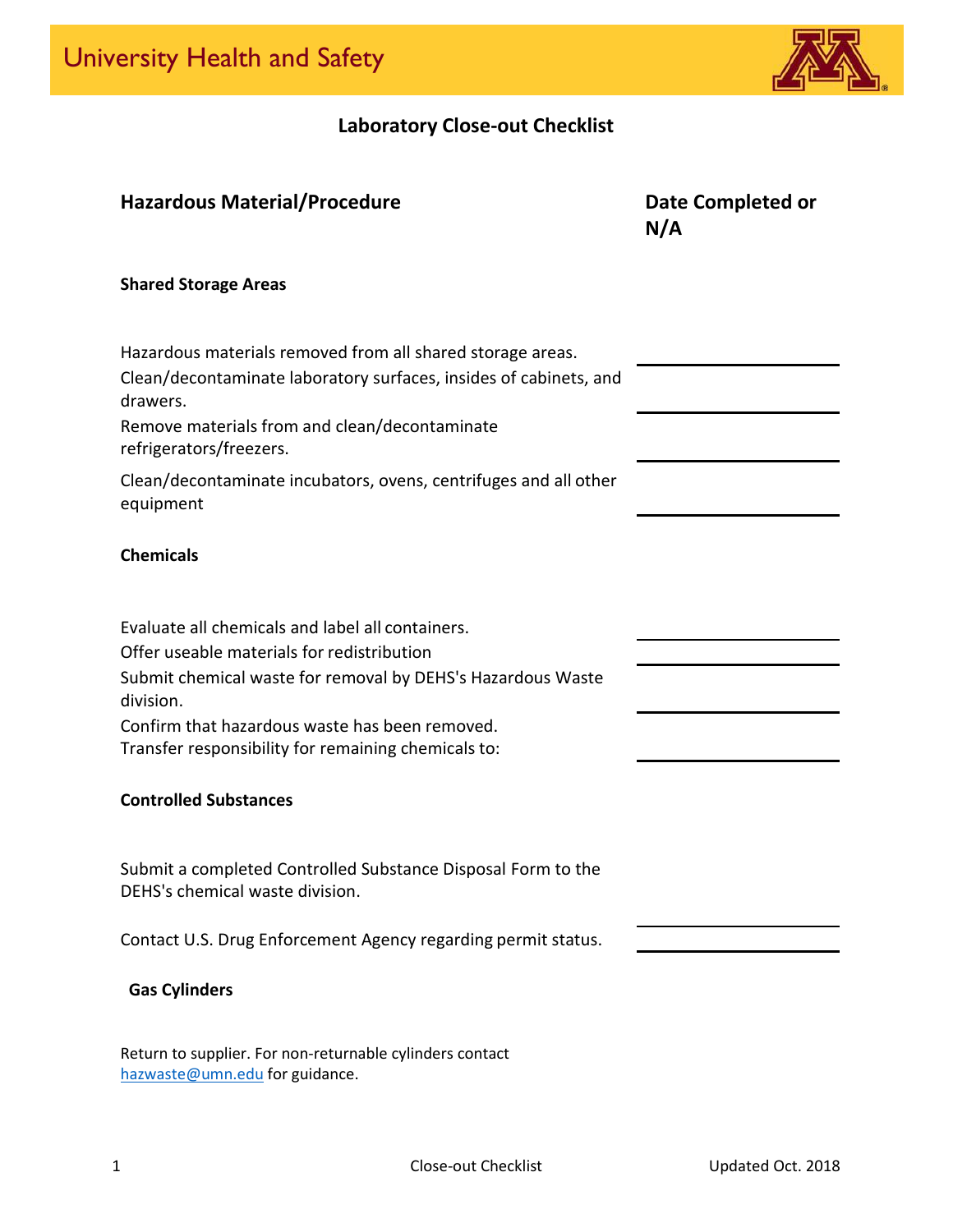# University Health and Safety

## Laboratory Close-out Checklist

| Hazardous Material/Procedure | Date Completed or N/A |
|---|---|
| **Shared Storage Areas** | |
| Hazardous materials removed from all shared storage areas. | ______ |
| Clean/decontaminate laboratory surfaces, insides of cabinets, and drawers. | ______ |
| Remove materials from and clean/decontaminate refrigerators/freezers. | ______ |
| Clean/decontaminate incubators, ovens, centrifuges and all other equipment | ______ |
| **Chemicals** | |
| Evaluate all chemicals and label all containers. | ______ |
| Offer useable materials for redistribution | ______ |
| Submit chemical waste for removal by DEHS's Hazardous Waste division. | ______ |
| Confirm that hazardous waste has been removed. | ______ |
| Transfer responsibility for remaining chemicals to: | ______ |
| **Controlled Substances** | |
| Submit a completed Controlled Substance Disposal Form to the DEHS's chemical waste division. | ______ |
| Contact U.S. Drug Enforcement Agency regarding permit status. | ______ |
| **Gas Cylinders** | |
| Return to supplier. For non-returnable cylinders contact hazwaste@umn.edu for guidance. | |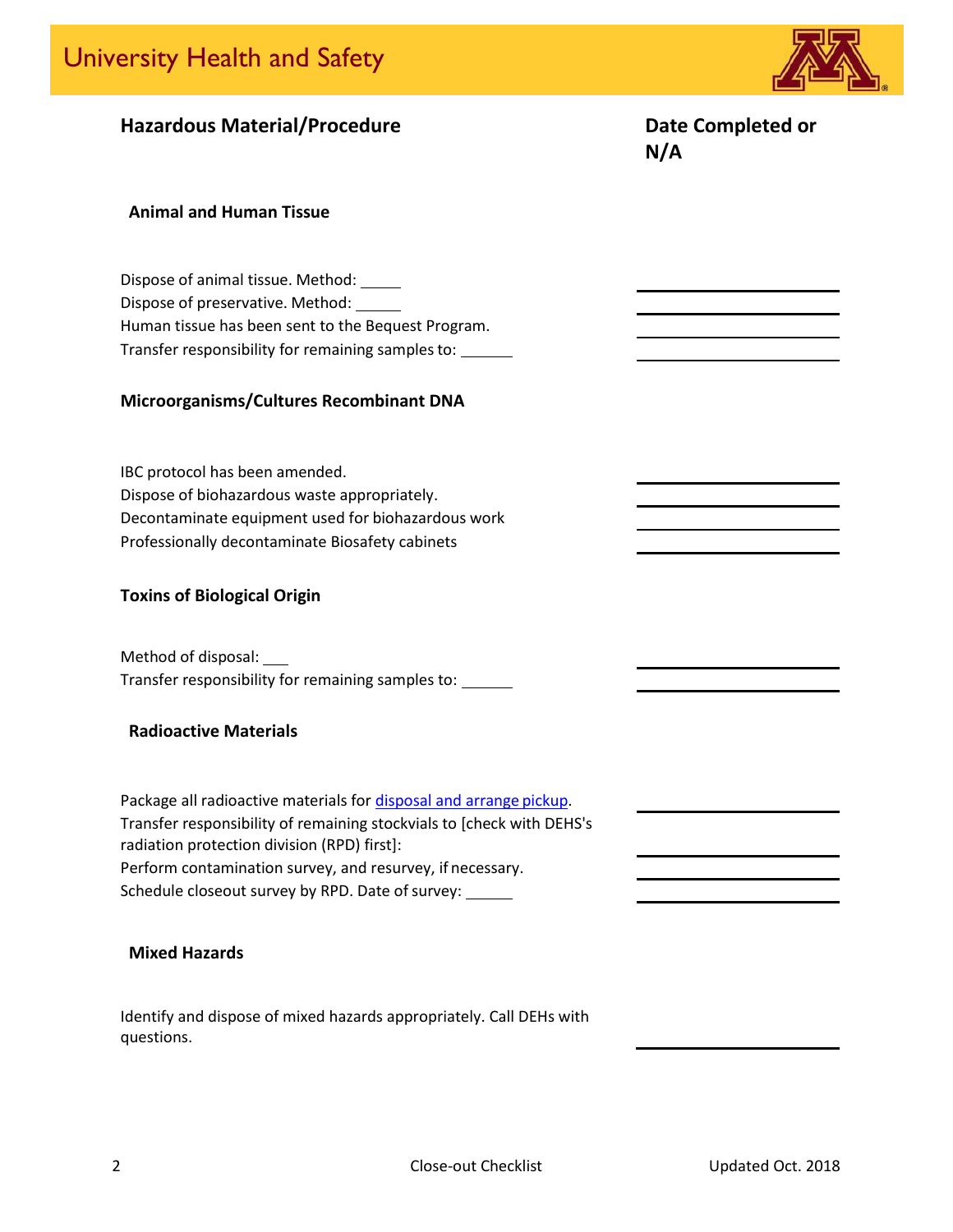| Hazardous Material/Procedure | Date Completed or N/A |
|---|---|
| **Animal and Human Tissue** | |
| Dispose of animal tissue. Method: _____ | ________ |
| Dispose of preservative. Method: _____ | ________ |
| Human tissue has been sent to the Bequest Program. | ________ |
| Transfer responsibility for remaining samples to: ______ | ________ |
| **Microorganisms/Cultures Recombinant DNA** | |
| IBC protocol has been amended. | ________ |
| Dispose of biohazardous waste appropriately. | ________ |
| Decontaminate equipment used for biohazardous work | ________ |
| Professionally decontaminate Biosafety cabinets | ________ |
| **Toxins of Biological Origin** | |
| Method of disposal: ___ | ________ |
| Transfer responsibility for remaining samples to: ______ | ________ |
| **Radioactive Materials** | |
| Package all radioactive materials for [disposal and arrange pickup](). | ________ |
| Transfer responsibility of remaining stockvials to [check with DEHS's radiation protection division (RPD) first]: | ________ |
| Perform contamination survey, and resurvey, if necessary. | ________ |
| Schedule closeout survey by RPD. Date of survey: ______ | ________ |
| **Mixed Hazards** | |
| Identify and dispose of mixed hazards appropriately. Call DEHs with questions. | ________ |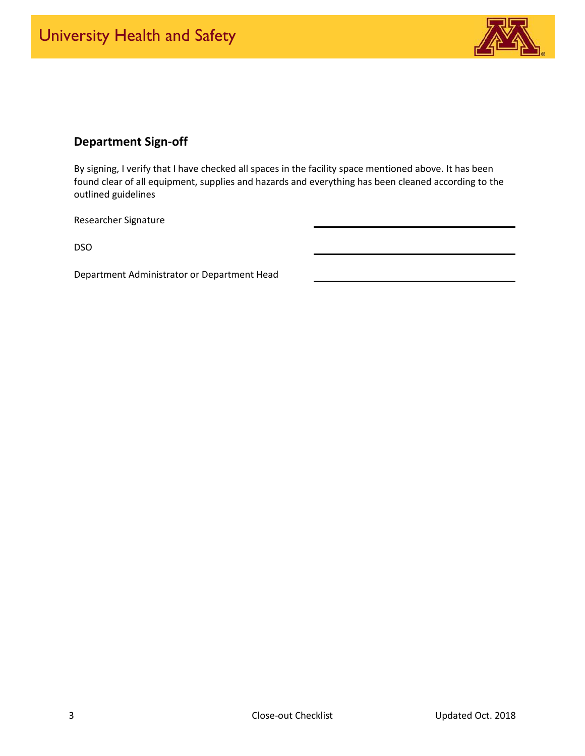## Department Sign-off

By signing, I verify that I have checked all spaces in the facility space mentioned above. It has been found clear of all equipment, supplies and hazards and everything has been cleaned according to the outlined guidelines

Researcher Signature \_\_\_\_\_\_\_\_\_\_\_\_\_\_\_\_\_\_\_\_\_\_\_\_\_\_\_\_\_\_

DSO \_\_\_\_\_\_\_\_\_\_\_\_\_\_\_\_\_\_\_\_\_\_\_\_\_\_\_\_\_\_

Department Administrator or Department Head \_\_\_\_\_\_\_\_\_\_\_\_\_\_\_\_\_\_\_\_\_\_\_\_\_\_\_\_\_\_